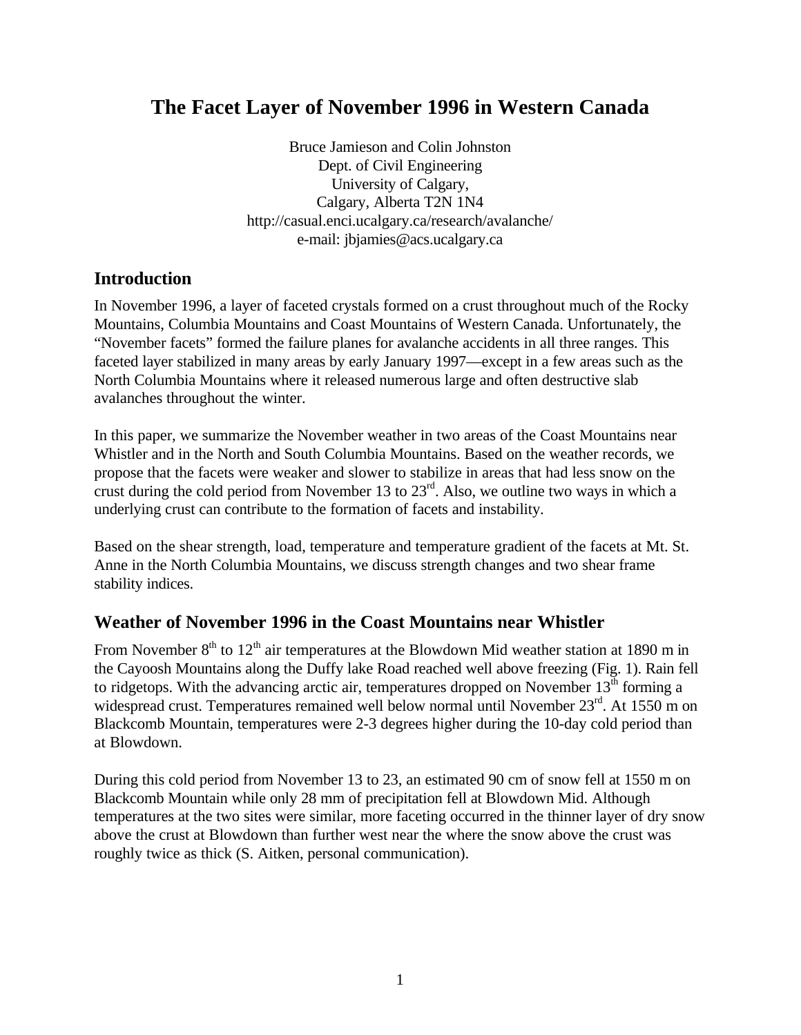# The Facet Layer of November 1996 in Western Canada

Bruce Jamieson and Colin Johnston
Dept. of Civil Engineering
University of Calgary,
Calgary, Alberta T2N 1N4
http://casual.enci.ucalgary.ca/research/avalanche/
e-mail: jbjamies@acs.ucalgary.ca

## Introduction

In November 1996, a layer of faceted crystals formed on a crust throughout much of the Rocky Mountains, Columbia Mountains and Coast Mountains of Western Canada. Unfortunately, the "November facets" formed the failure planes for avalanche accidents in all three ranges. This faceted layer stabilized in many areas by early January 1997—except in a few areas such as the North Columbia Mountains where it released numerous large and often destructive slab avalanches throughout the winter.

In this paper, we summarize the November weather in two areas of the Coast Mountains near Whistler and in the North and South Columbia Mountains. Based on the weather records, we propose that the facets were weaker and slower to stabilize in areas that had less snow on the crust during the cold period from November 13 to 23rd. Also, we outline two ways in which a underlying crust can contribute to the formation of facets and instability.

Based on the shear strength, load, temperature and temperature gradient of the facets at Mt. St. Anne in the North Columbia Mountains, we discuss strength changes and two shear frame stability indices.

## Weather of November 1996 in the Coast Mountains near Whistler

From November 8th to 12th air temperatures at the Blowdown Mid weather station at 1890 m in the Cayoosh Mountains along the Duffy lake Road reached well above freezing (Fig. 1). Rain fell to ridgetops. With the advancing arctic air, temperatures dropped on November 13th forming a widespread crust. Temperatures remained well below normal until November 23rd. At 1550 m on Blackcomb Mountain, temperatures were 2-3 degrees higher during the 10-day cold period than at Blowdown.

During this cold period from November 13 to 23, an estimated 90 cm of snow fell at 1550 m on Blackcomb Mountain while only 28 mm of precipitation fell at Blowdown Mid. Although temperatures at the two sites were similar, more faceting occurred in the thinner layer of dry snow above the crust at Blowdown than further west near the where the snow above the crust was roughly twice as thick (S. Aitken, personal communication).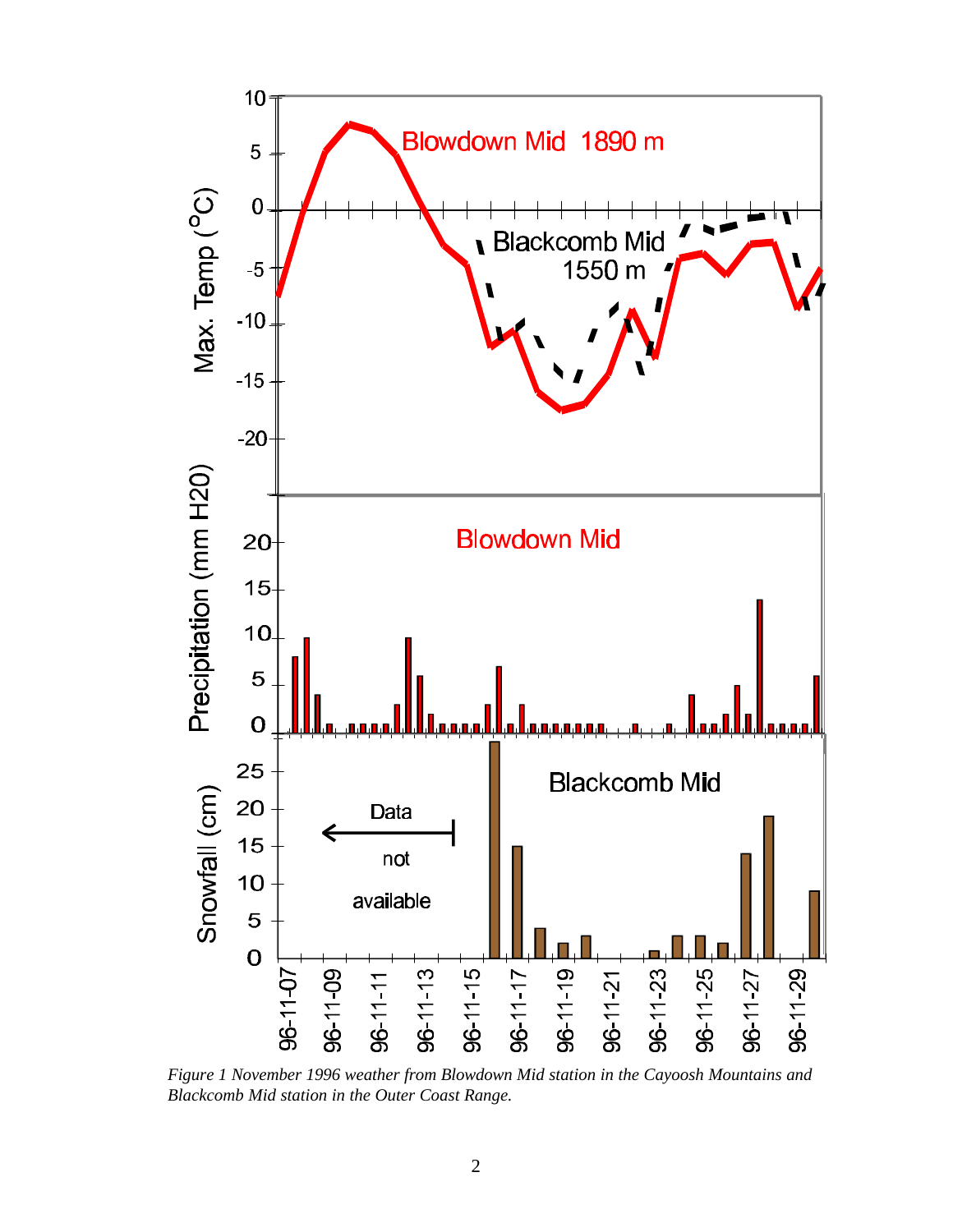*Figure 1 November 1996 weather from Blowdown Mid station in the Cayoosh Mountains and Blackcomb Mid station in the Outer Coast Range.*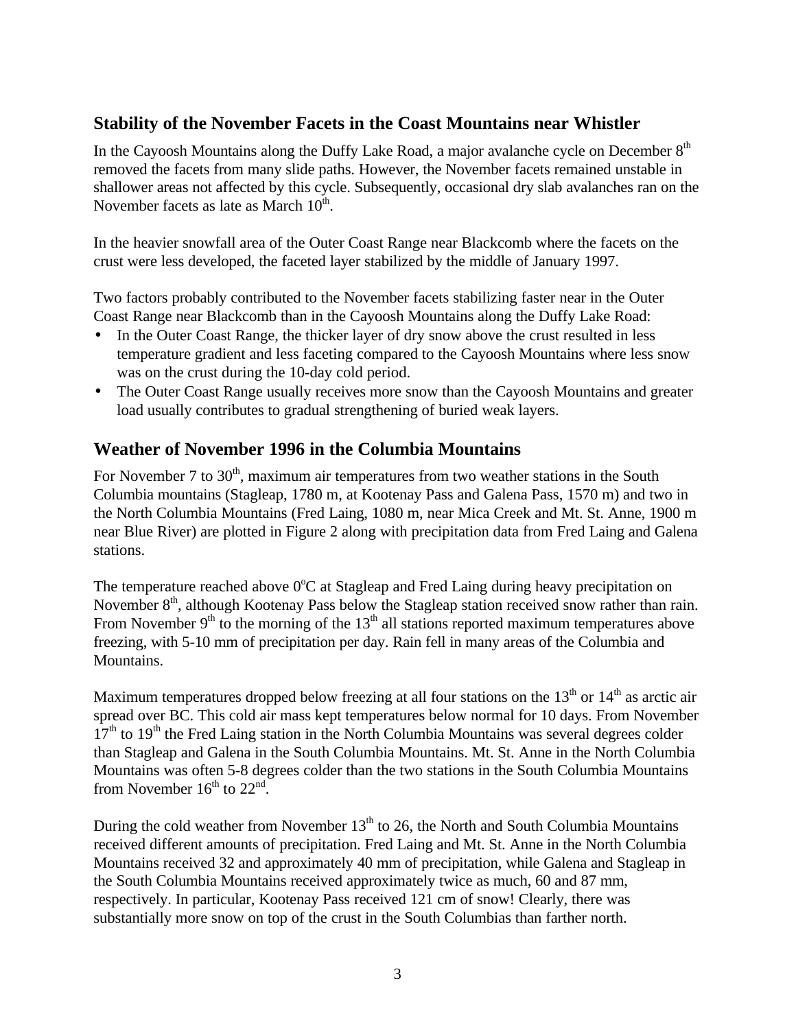## Stability of the November Facets in the Coast Mountains near Whistler

In the Cayoosh Mountains along the Duffy Lake Road, a major avalanche cycle on December 8th removed the facets from many slide paths. However, the November facets remained unstable in shallower areas not affected by this cycle. Subsequently, occasional dry slab avalanches ran on the November facets as late as March 10th.

In the heavier snowfall area of the Outer Coast Range near Blackcomb where the facets on the crust were less developed, the faceted layer stabilized by the middle of January 1997.

Two factors probably contributed to the November facets stabilizing faster near in the Outer Coast Range near Blackcomb than in the Cayoosh Mountains along the Duffy Lake Road:

- In the Outer Coast Range, the thicker layer of dry snow above the crust resulted in less temperature gradient and less faceting compared to the Cayoosh Mountains where less snow was on the crust during the 10-day cold period.
- The Outer Coast Range usually receives more snow than the Cayoosh Mountains and greater load usually contributes to gradual strengthening of buried weak layers.

## Weather of November 1996 in the Columbia Mountains

For November 7 to 30th, maximum air temperatures from two weather stations in the South Columbia mountains (Stagleap, 1780 m, at Kootenay Pass and Galena Pass, 1570 m) and two in the North Columbia Mountains (Fred Laing, 1080 m, near Mica Creek and Mt. St. Anne, 1900 m near Blue River) are plotted in Figure 2 along with precipitation data from Fred Laing and Galena stations.

The temperature reached above 0°C at Stagleap and Fred Laing during heavy precipitation on November 8th, although Kootenay Pass below the Stagleap station received snow rather than rain. From November 9th to the morning of the 13th all stations reported maximum temperatures above freezing, with 5-10 mm of precipitation per day. Rain fell in many areas of the Columbia and Mountains.

Maximum temperatures dropped below freezing at all four stations on the 13th or 14th as arctic air spread over BC. This cold air mass kept temperatures below normal for 10 days. From November 17th to 19th the Fred Laing station in the North Columbia Mountains was several degrees colder than Stagleap and Galena in the South Columbia Mountains. Mt. St. Anne in the North Columbia Mountains was often 5-8 degrees colder than the two stations in the South Columbia Mountains from November 16th to 22nd.

During the cold weather from November 13th to 26, the North and South Columbia Mountains received different amounts of precipitation. Fred Laing and Mt. St. Anne in the North Columbia Mountains received 32 and approximately 40 mm of precipitation, while Galena and Stagleap in the South Columbia Mountains received approximately twice as much, 60 and 87 mm, respectively. In particular, Kootenay Pass received 121 cm of snow! Clearly, there was substantially more snow on top of the crust in the South Columbias than farther north.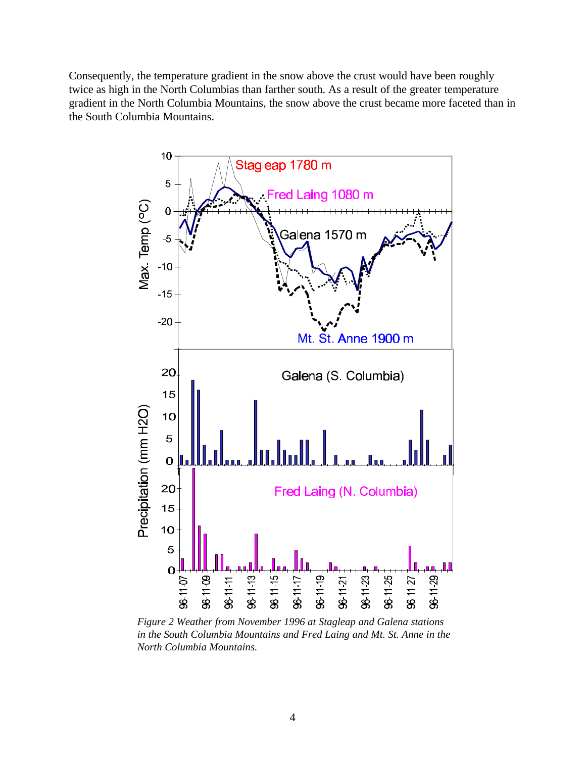Consequently, the temperature gradient in the snow above the crust would have been roughly twice as high in the North Columbias than farther south. As a result of the greater temperature gradient in the North Columbia Mountains, the snow above the crust became more faceted than in the South Columbia Mountains.

*Figure 2 Weather from November 1996 at Stagleap and Galena stations in the South Columbia Mountains and Fred Laing and Mt. St. Anne in the North Columbia Mountains.*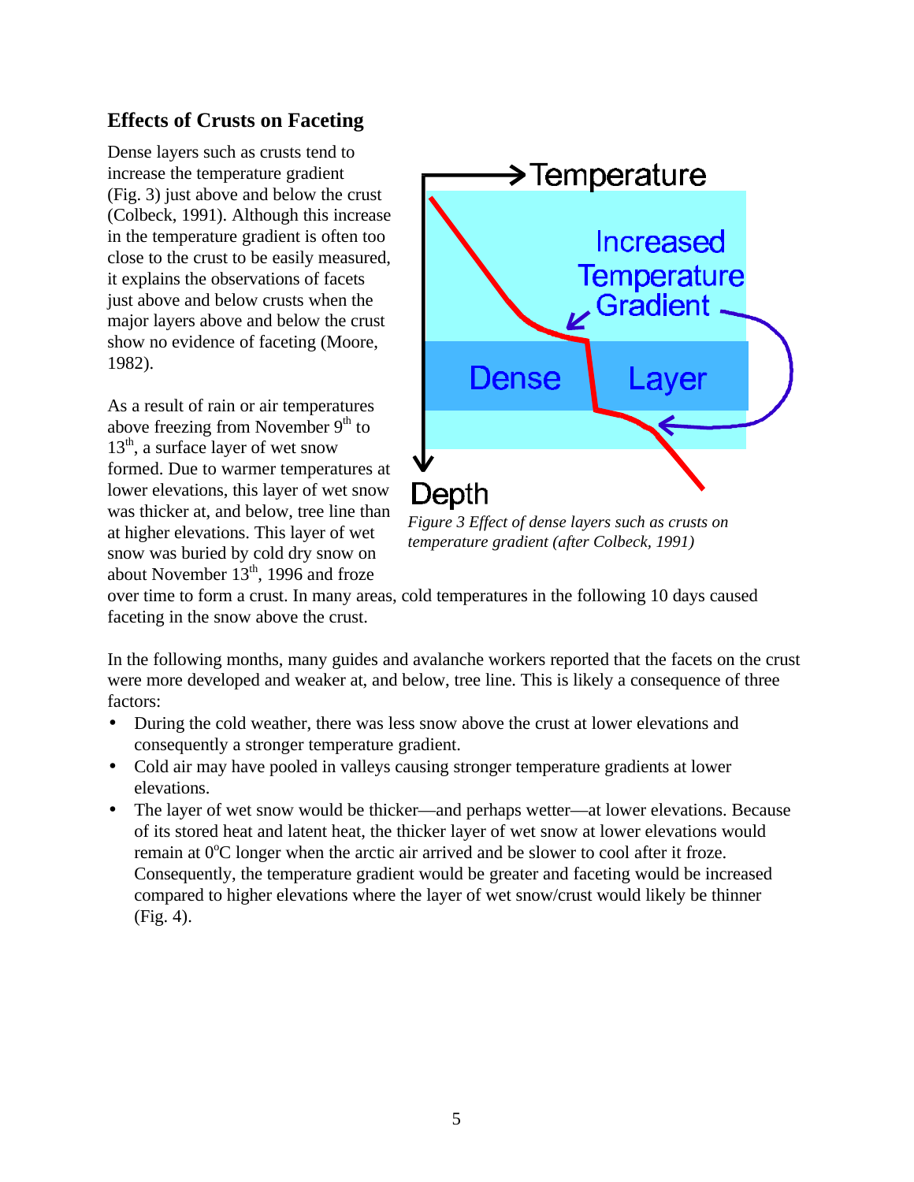## Effects of Crusts on Faceting

Dense layers such as crusts tend to increase the temperature gradient (Fig. 3) just above and below the crust (Colbeck, 1991). Although this increase in the temperature gradient is often too close to the crust to be easily measured, it explains the observations of facets just above and below crusts when the major layers above and below the crust show no evidence of faceting (Moore, 1982).

*Figure 3 Effect of dense layers such as crusts on temperature gradient (after Colbeck, 1991)*

As a result of rain or air temperatures above freezing from November 9th to 13th, a surface layer of wet snow formed. Due to warmer temperatures at lower elevations, this layer of wet snow was thicker at, and below, tree line than at higher elevations. This layer of wet snow was buried by cold dry snow on about November 13th, 1996 and froze over time to form a crust. In many areas, cold temperatures in the following 10 days caused faceting in the snow above the crust.

In the following months, many guides and avalanche workers reported that the facets on the crust were more developed and weaker at, and below, tree line. This is likely a consequence of three factors:

- During the cold weather, there was less snow above the crust at lower elevations and consequently a stronger temperature gradient.
- Cold air may have pooled in valleys causing stronger temperature gradients at lower elevations.
- The layer of wet snow would be thicker—and perhaps wetter—at lower elevations. Because of its stored heat and latent heat, the thicker layer of wet snow at lower elevations would remain at 0°C longer when the arctic air arrived and be slower to cool after it froze. Consequently, the temperature gradient would be greater and faceting would be increased compared to higher elevations where the layer of wet snow/crust would likely be thinner (Fig. 4).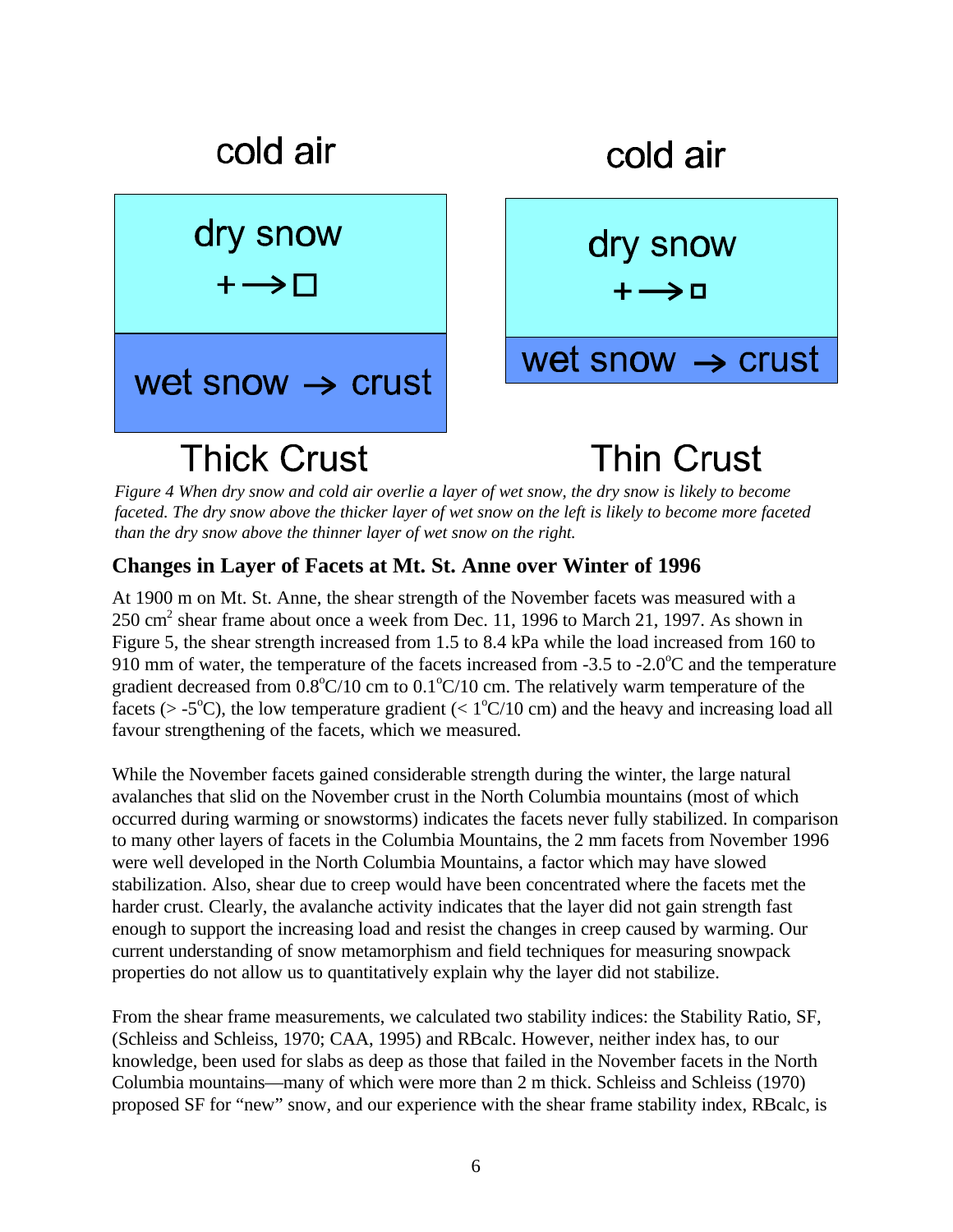cold air

dry snow
+ ⟶ □

wet snow → crust

Thick Crust

cold air

dry snow
+ ⟶ ▫

wet snow → crust

Thin Crust

*Figure 4 When dry snow and cold air overlie a layer of wet snow, the dry snow is likely to become faceted. The dry snow above the thicker layer of wet snow on the left is likely to become more faceted than the dry snow above the thinner layer of wet snow on the right.*

## Changes in Layer of Facets at Mt. St. Anne over Winter of 1996

At 1900 m on Mt. St. Anne, the shear strength of the November facets was measured with a 250 $cm^2$ shear frame about once a week from Dec. 11, 1996 to March 21, 1997. As shown in Figure 5, the shear strength increased from 1.5 to 8.4 kPa while the load increased from 160 to 910 mm of water, the temperature of the facets increased from -3.5 to -2.0°C and the temperature gradient decreased from 0.8°C/10 cm to 0.1°C/10 cm. The relatively warm temperature of the facets (> -5°C), the low temperature gradient (< 1°C/10 cm) and the heavy and increasing load all favour strengthening of the facets, which we measured.

While the November facets gained considerable strength during the winter, the large natural avalanches that slid on the November crust in the North Columbia mountains (most of which occurred during warming or snowstorms) indicates the facets never fully stabilized. In comparison to many other layers of facets in the Columbia Mountains, the 2 mm facets from November 1996 were well developed in the North Columbia Mountains, a factor which may have slowed stabilization. Also, shear due to creep would have been concentrated where the facets met the harder crust. Clearly, the avalanche activity indicates that the layer did not gain strength fast enough to support the increasing load and resist the changes in creep caused by warming. Our current understanding of snow metamorphism and field techniques for measuring snowpack properties do not allow us to quantitatively explain why the layer did not stabilize.

From the shear frame measurements, we calculated two stability indices: the Stability Ratio, SF, (Schleiss and Schleiss, 1970; CAA, 1995) and RBcalc. However, neither index has, to our knowledge, been used for slabs as deep as those that failed in the November facets in the North Columbia mountains—many of which were more than 2 m thick. Schleiss and Schleiss (1970) proposed SF for "new" snow, and our experience with the shear frame stability index, RBcalc, is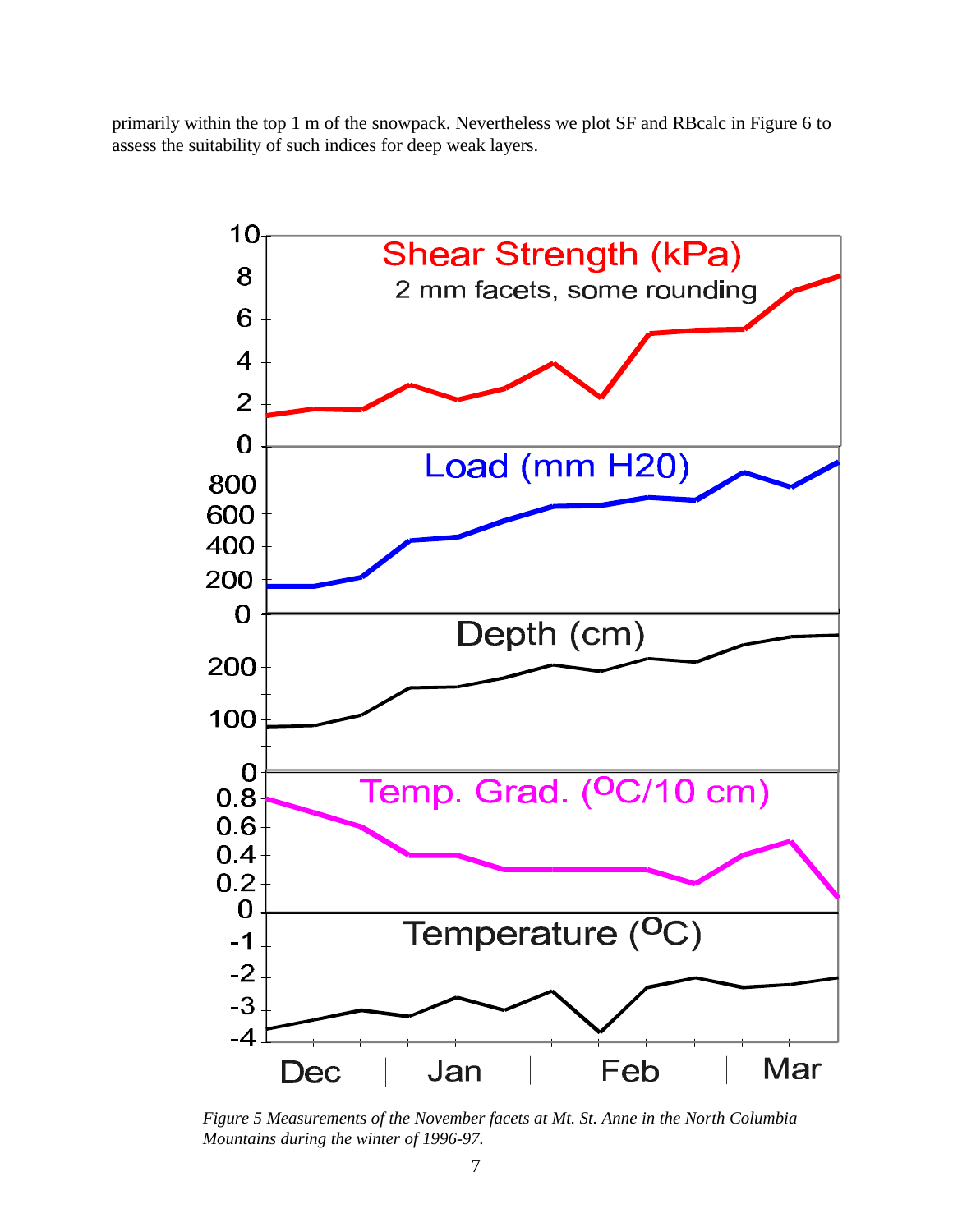primarily within the top 1 m of the snowpack. Nevertheless we plot SF and RBcalc in Figure 6 to assess the suitability of such indices for deep weak layers.

*Figure 5 Measurements of the November facets at Mt. St. Anne in the North Columbia Mountains during the winter of 1996-97.*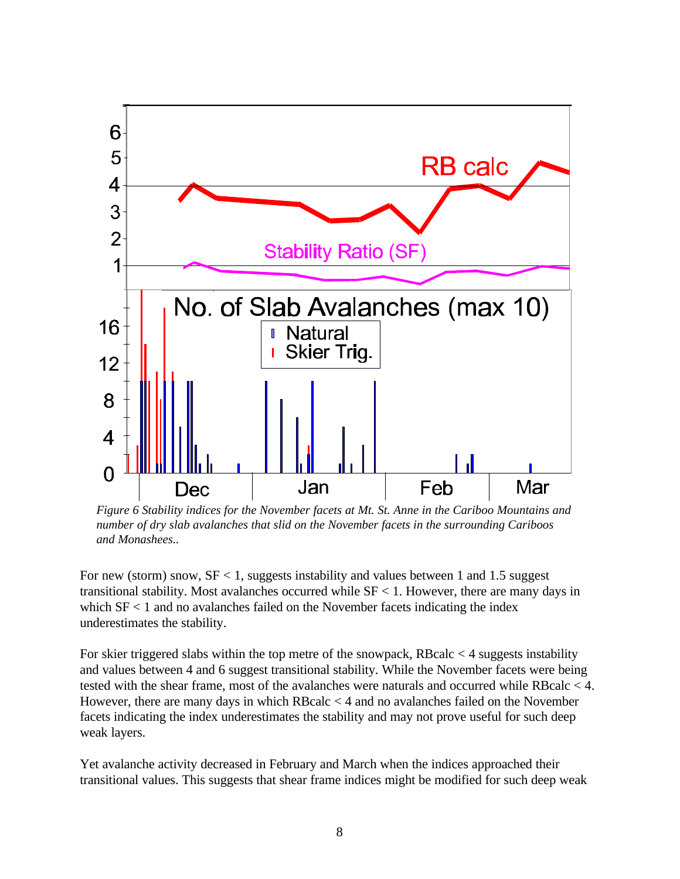*Figure 6 Stability indices for the November facets at Mt. St. Anne in the Cariboo Mountains and number of dry slab avalanches that slid on the November facets in the surrounding Cariboos and Monashees..*

For new (storm) snow, SF < 1, suggests instability and values between 1 and 1.5 suggest transitional stability. Most avalanches occurred while SF < 1. However, there are many days in which SF < 1 and no avalanches failed on the November facets indicating the index underestimates the stability.

For skier triggered slabs within the top metre of the snowpack, RBcalc < 4 suggests instability and values between 4 and 6 suggest transitional stability. While the November facets were being tested with the shear frame, most of the avalanches were naturals and occurred while RBcalc < 4. However, there are many days in which RBcalc < 4 and no avalanches failed on the November facets indicating the index underestimates the stability and may not prove useful for such deep weak layers.

Yet avalanche activity decreased in February and March when the indices approached their transitional values. This suggests that shear frame indices might be modified for such deep weak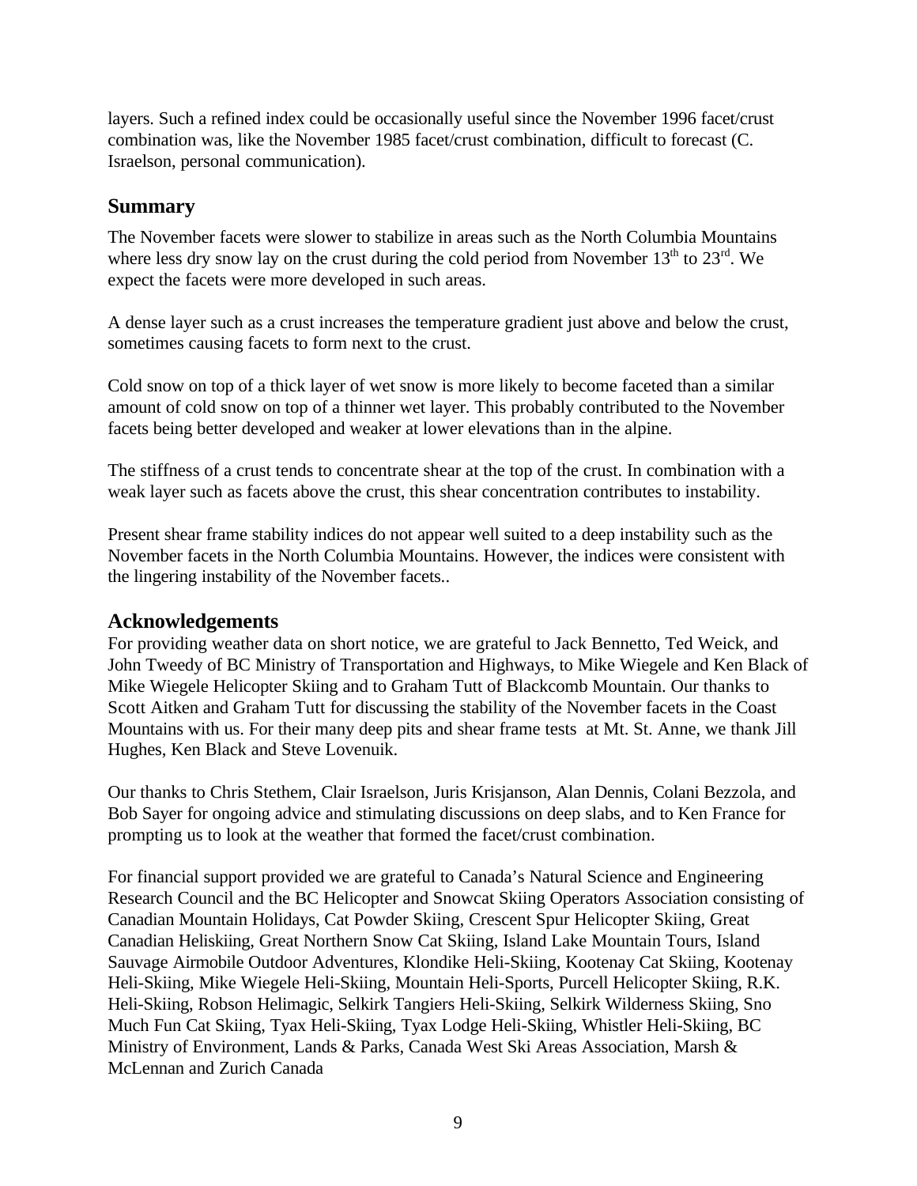layers. Such a refined index could be occasionally useful since the November 1996 facet/crust combination was, like the November 1985 facet/crust combination, difficult to forecast (C. Israelson, personal communication).

## Summary

The November facets were slower to stabilize in areas such as the North Columbia Mountains where less dry snow lay on the crust during the cold period from November $13^{th}$ to $23^{rd}$. We expect the facets were more developed in such areas.

A dense layer such as a crust increases the temperature gradient just above and below the crust, sometimes causing facets to form next to the crust.

Cold snow on top of a thick layer of wet snow is more likely to become faceted than a similar amount of cold snow on top of a thinner wet layer. This probably contributed to the November facets being better developed and weaker at lower elevations than in the alpine.

The stiffness of a crust tends to concentrate shear at the top of the crust. In combination with a weak layer such as facets above the crust, this shear concentration contributes to instability.

Present shear frame stability indices do not appear well suited to a deep instability such as the November facets in the North Columbia Mountains. However, the indices were consistent with the lingering instability of the November facets..

## Acknowledgements

For providing weather data on short notice, we are grateful to Jack Bennetto, Ted Weick, and John Tweedy of BC Ministry of Transportation and Highways, to Mike Wiegele and Ken Black of Mike Wiegele Helicopter Skiing and to Graham Tutt of Blackcomb Mountain. Our thanks to Scott Aitken and Graham Tutt for discussing the stability of the November facets in the Coast Mountains with us. For their many deep pits and shear frame tests at Mt. St. Anne, we thank Jill Hughes, Ken Black and Steve Lovenuik.

Our thanks to Chris Stethem, Clair Israelson, Juris Krisjanson, Alan Dennis, Colani Bezzola, and Bob Sayer for ongoing advice and stimulating discussions on deep slabs, and to Ken France for prompting us to look at the weather that formed the facet/crust combination.

For financial support provided we are grateful to Canada's Natural Science and Engineering Research Council and the BC Helicopter and Snowcat Skiing Operators Association consisting of Canadian Mountain Holidays, Cat Powder Skiing, Crescent Spur Helicopter Skiing, Great Canadian Heliskiing, Great Northern Snow Cat Skiing, Island Lake Mountain Tours, Island Sauvage Airmobile Outdoor Adventures, Klondike Heli-Skiing, Kootenay Cat Skiing, Kootenay Heli-Skiing, Mike Wiegele Heli-Skiing, Mountain Heli-Sports, Purcell Helicopter Skiing, R.K. Heli-Skiing, Robson Helimagic, Selkirk Tangiers Heli-Skiing, Selkirk Wilderness Skiing, Sno Much Fun Cat Skiing, Tyax Heli-Skiing, Tyax Lodge Heli-Skiing, Whistler Heli-Skiing, BC Ministry of Environment, Lands & Parks, Canada West Ski Areas Association, Marsh & McLennan and Zurich Canada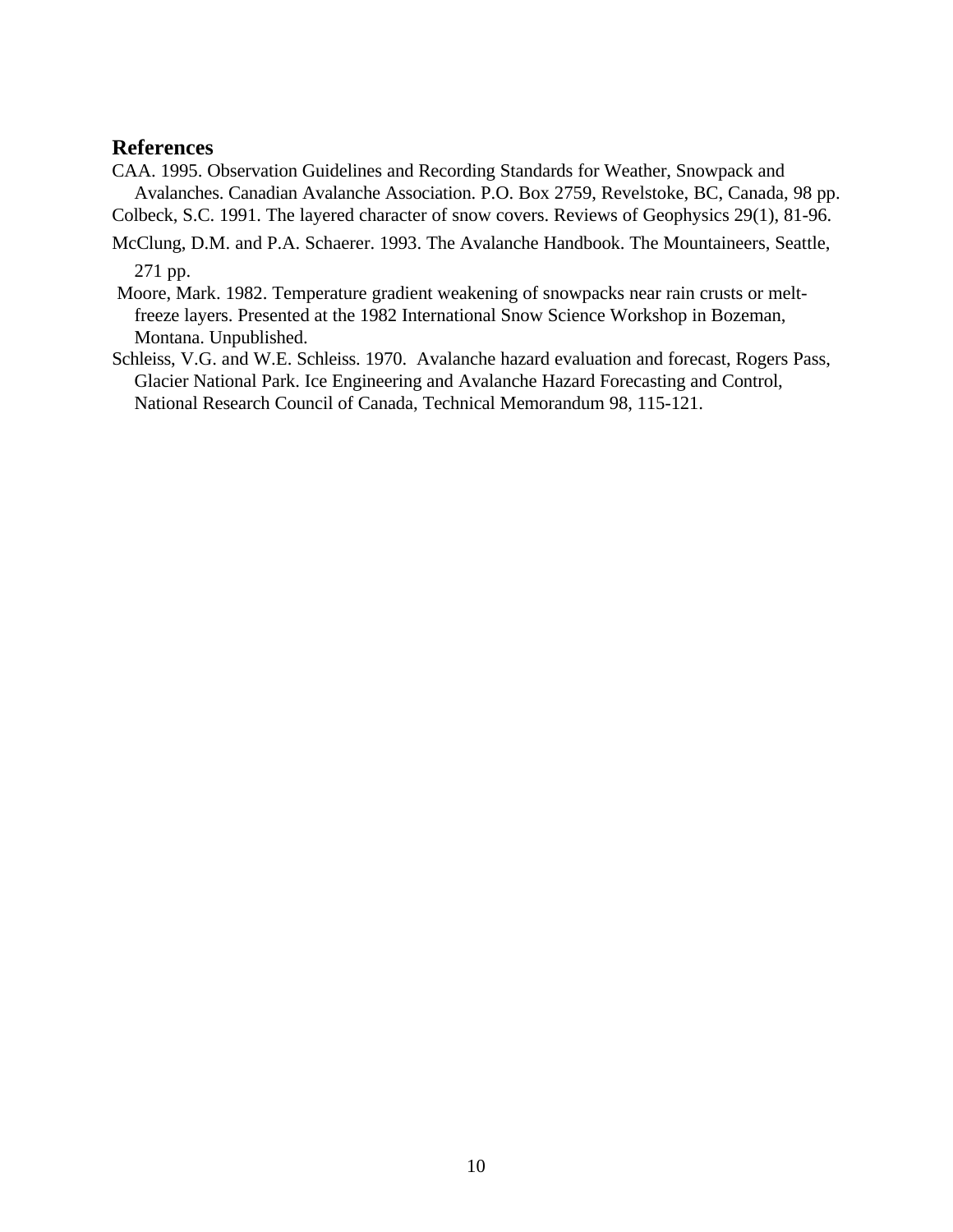## References

CAA. 1995. Observation Guidelines and Recording Standards for Weather, Snowpack and Avalanches. Canadian Avalanche Association. P.O. Box 2759, Revelstoke, BC, Canada, 98 pp.

Colbeck, S.C. 1991. The layered character of snow covers. Reviews of Geophysics 29(1), 81-96.

McClung, D.M. and P.A. Schaerer. 1993. The Avalanche Handbook. The Mountaineers, Seattle, 271 pp.

Moore, Mark. 1982. Temperature gradient weakening of snowpacks near rain crusts or melt-freeze layers. Presented at the 1982 International Snow Science Workshop in Bozeman, Montana. Unpublished.

Schleiss, V.G. and W.E. Schleiss. 1970. Avalanche hazard evaluation and forecast, Rogers Pass, Glacier National Park. Ice Engineering and Avalanche Hazard Forecasting and Control, National Research Council of Canada, Technical Memorandum 98, 115-121.